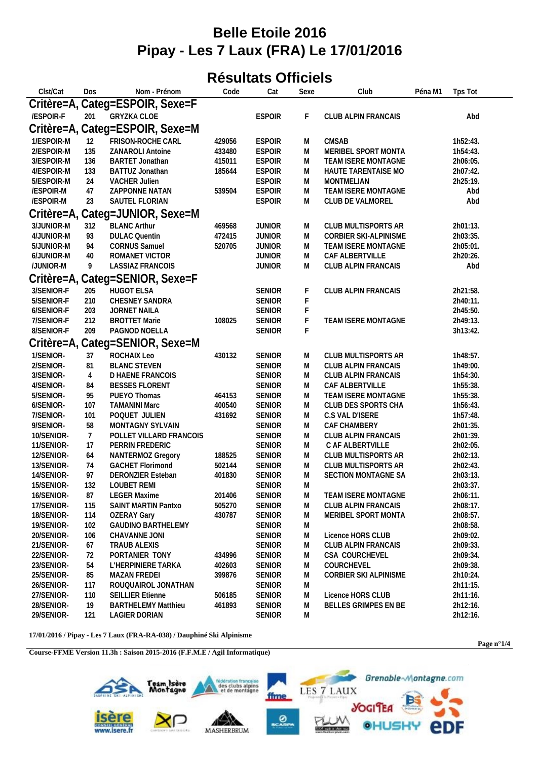# Belle Etoile 2016

# Pipay - Les 7 Laux (FRA) Le 17/01/2016

## Résultats Officiels

| Clst/Cat | Dos | Nom - Prénom | Code | Cat | Sexe | Club | Péna M1 | Tps Tot |
|---|---|---|---|---|---|---|---|---|
| **Critère=A, Categ=ESPOIR, Sexe=F** | | | | | | | | |
| /ESPOIR-F | 201 | GRYZKA CLOE | | ESPOIR | F | CLUB ALPIN FRANCAIS | | Abd |
| **Critère=A, Categ=ESPOIR, Sexe=M** | | | | | | | | |
| 1/ESPOIR-M | 12 | FRISON-ROCHE CARL | 429056 | ESPOIR | M | CMSAB | | 1h52:43. |
| 2/ESPOIR-M | 135 | ZANAROLI Antoine | 433480 | ESPOIR | M | MERIBEL SPORT MONTA | | 1h54:43. |
| 3/ESPOIR-M | 136 | BARTET Jonathan | 415011 | ESPOIR | M | TEAM ISERE MONTAGNE | | 2h06:05. |
| 4/ESPOIR-M | 133 | BATTUZ Jonathan | 185644 | ESPOIR | M | HAUTE TARENTAISE MO | | 2h07:42. |
| 5/ESPOIR-M | 24 | VACHER Julien | | ESPOIR | M | MONTMELIAN | | 2h25:19. |
| /ESPOIR-M | 47 | ZAPPONNE NATAN | 539504 | ESPOIR | M | TEAM ISERE MONTAGNE | | Abd |
| /ESPOIR-M | 23 | SAUTEL FLORIAN | | ESPOIR | M | CLUB DE VALMOREL | | Abd |
| **Critère=A, Categ=JUNIOR, Sexe=M** | | | | | | | | |
| 3/JUNIOR-M | 312 | BLANC Arthur | 469568 | JUNIOR | M | CLUB MULTISPORTS AR | | 2h01:13. |
| 4/JUNIOR-M | 93 | DULAC Quentin | 472415 | JUNIOR | M | CORBIER SKI-ALPINISME | | 2h03:35. |
| 5/JUNIOR-M | 94 | CORNUS Samuel | 520705 | JUNIOR | M | TEAM ISERE MONTAGNE | | 2h05:01. |
| 6/JUNIOR-M | 40 | ROMANET VICTOR | | JUNIOR | M | CAF ALBERTVILLE | | 2h20:26. |
| /JUNIOR-M | 9 | LASSIAZ FRANCOIS | | JUNIOR | M | CLUB ALPIN FRANCAIS | | Abd |
| **Critère=A, Categ=SENIOR, Sexe=F** | | | | | | | | |
| 3/SENIOR-F | 205 | HUGOT ELSA | | SENIOR | F | CLUB ALPIN FRANCAIS | | 2h21:58. |
| 5/SENIOR-F | 210 | CHESNEY SANDRA | | SENIOR | F | | | 2h40:11. |
| 6/SENIOR-F | 203 | JORNET NAILA | | SENIOR | F | | | 2h45:50. |
| 7/SENIOR-F | 212 | BROTTET Marie | 108025 | SENIOR | F | TEAM ISERE MONTAGNE | | 2h49:13. |
| 8/SENIOR-F | 209 | PAGNOD NOELLA | | SENIOR | F | | | 3h13:42. |
| **Critère=A, Categ=SENIOR, Sexe=M** | | | | | | | | |
| 1/SENIOR- | 37 | ROCHAIX Leo | 430132 | SENIOR | M | CLUB MULTISPORTS AR | | 1h48:57. |
| 2/SENIOR- | 81 | BLANC STEVEN | | SENIOR | M | CLUB ALPIN FRANCAIS | | 1h49:00. |
| 3/SENIOR- | 4 | D HAENE FRANCOIS | | SENIOR | M | CLUB ALPIN FRANCAIS | | 1h54:30. |
| 4/SENIOR- | 84 | BESSES FLORENT | | SENIOR | M | CAF ALBERTVILLE | | 1h55:38. |
| 5/SENIOR- | 95 | PUEYO Thomas | 464153 | SENIOR | M | TEAM ISERE MONTAGNE | | 1h55:38. |
| 6/SENIOR- | 107 | TAMANINI Marc | 400540 | SENIOR | M | CLUB DES SPORTS CHA | | 1h56:43. |
| 7/SENIOR- | 101 | POQUET JULIEN | 431692 | SENIOR | M | C.S VAL D'ISERE | | 1h57:48. |
| 9/SENIOR- | 58 | MONTAGNY SYLVAIN | | SENIOR | M | CAF CHAMBERY | | 2h01:35. |
| 10/SENIOR- | 7 | POLLET VILLARD FRANCOIS | | SENIOR | M | CLUB ALPIN FRANCAIS | | 2h01:39. |
| 11/SENIOR- | 17 | PERRIN FREDERIC | | SENIOR | M | C AF ALBERTVILLE | | 2h02:05. |
| 12/SENIOR- | 64 | NANTERMOZ Gregory | 188525 | SENIOR | M | CLUB MULTISPORTS AR | | 2h02:13. |
| 13/SENIOR- | 74 | GACHET Florimond | 502144 | SENIOR | M | CLUB MULTISPORTS AR | | 2h02:43. |
| 14/SENIOR- | 97 | DERONZIER Esteban | 401830 | SENIOR | M | SECTION MONTAGNE SA | | 2h03:13. |
| 15/SENIOR- | 132 | LOUBET REMI | | SENIOR | M | | | 2h03:37. |
| 16/SENIOR- | 87 | LEGER Maxime | 201406 | SENIOR | M | TEAM ISERE MONTAGNE | | 2h06:11. |
| 17/SENIOR- | 115 | SAINT MARTIN Pantxo | 505270 | SENIOR | M | CLUB ALPIN FRANCAIS | | 2h08:17. |
| 18/SENIOR- | 114 | OZERAY Gary | 430787 | SENIOR | M | MERIBEL SPORT MONTA | | 2h08:57. |
| 19/SENIOR- | 102 | GAUDINO BARTHELEMY | | SENIOR | M | | | 2h08:58. |
| 20/SENIOR- | 106 | CHAVANNE JONI | | SENIOR | M | Licence HORS CLUB | | 2h09:02. |
| 21/SENIOR- | 67 | TRAUB ALEXIS | | SENIOR | M | CLUB ALPIN FRANCAIS | | 2h09:33. |
| 22/SENIOR- | 72 | PORTANIER TONY | 434996 | SENIOR | M | CSA COURCHEVEL | | 2h09:34. |
| 23/SENIOR- | 54 | L'HERPINIERE TARKA | 402603 | SENIOR | M | COURCHEVEL | | 2h09:38. |
| 25/SENIOR- | 85 | MAZAN FREDEI | 399876 | SENIOR | M | CORBIER SKI ALPINISME | | 2h10:24. |
| 26/SENIOR- | 117 | ROUQUAIROL JONATHAN | | SENIOR | M | | | 2h11:15. |
| 27/SENIOR- | 110 | SEILLIER Etienne | 506185 | SENIOR | M | Licence HORS CLUB | | 2h11:16. |
| 28/SENIOR- | 19 | BARTHELEMY Matthieu | 461893 | SENIOR | M | BELLES GRIMPES EN BE | | 2h12:16. |
| 29/SENIOR- | 121 | LAGIER DORIAN | | SENIOR | M | | | 2h12:16. |

**17/01/2016 / Pipay - Les 7 Laux (FRA-RA-038) / Dauphiné Ski Alpinisme**

**Course-FFME Version 11.3h : Saison 2015-2016 (F.F.M.E / Agil Informatique)**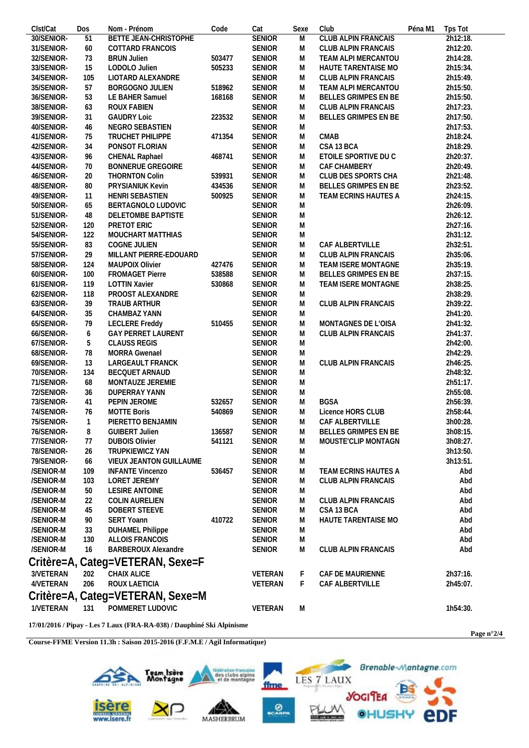| Clst/Cat | Dos | Nom - Prénom | Code | Cat | Sexe | Club | Péna M1 | Tps Tot |
|---|---|---|---|---|---|---|---|---|
| 30/SENIOR- | 51 | BETTE JEAN-CHRISTOPHE | | SENIOR | M | CLUB ALPIN FRANCAIS | | 2h12:18. |
| 31/SENIOR- | 60 | COTTARD FRANCOIS | | SENIOR | M | CLUB ALPIN FRANCAIS | | 2h12:20. |
| 32/SENIOR- | 73 | BRUN Julien | 503477 | SENIOR | M | TEAM ALPI MERCANTOU | | 2h14:28. |
| 33/SENIOR- | 15 | LODOLO Julien | 505233 | SENIOR | M | HAUTE TARENTAISE MO | | 2h15:34. |
| 34/SENIOR- | 105 | LIOTARD ALEXANDRE | | SENIOR | M | CLUB ALPIN FRANCAIS | | 2h15:49. |
| 35/SENIOR- | 57 | BORGOGNO JULIEN | 518962 | SENIOR | M | TEAM ALPI MERCANTOU | | 2h15:50. |
| 36/SENIOR- | 53 | LE BAHER Samuel | 168168 | SENIOR | M | BELLES GRIMPES EN BE | | 2h15:50. |
| 38/SENIOR- | 63 | ROUX FABIEN | | SENIOR | M | CLUB ALPIN FRANCAIS | | 2h17:23. |
| 39/SENIOR- | 31 | GAUDRY Loic | 223532 | SENIOR | M | BELLES GRIMPES EN BE | | 2h17:50. |
| 40/SENIOR- | 46 | NEGRO SEBASTIEN | | SENIOR | M | | | 2h17:53. |
| 41/SENIOR- | 75 | TRUCHET PHILIPPE | 471354 | SENIOR | M | CMAB | | 2h18:24. |
| 42/SENIOR- | 34 | PONSOT FLORIAN | | SENIOR | M | CSA 13 BCA | | 2h18:29. |
| 43/SENIOR- | 96 | CHENAL Raphael | 468741 | SENIOR | M | ETOILE SPORTIVE DU C | | 2h20:37. |
| 44/SENIOR- | 70 | BONNERUE GREGOIRE | | SENIOR | M | CAF CHAMBERY | | 2h20:49. |
| 46/SENIOR- | 20 | THORNTON Colin | 539931 | SENIOR | M | CLUB DES SPORTS CHA | | 2h21:48. |
| 48/SENIOR- | 80 | PRYSIANIUK Kevin | 434536 | SENIOR | M | BELLES GRIMPES EN BE | | 2h23:52. |
| 49/SENIOR- | 11 | HENRI SEBASTIEN | 500925 | SENIOR | M | TEAM ECRINS HAUTES A | | 2h24:15. |
| 50/SENIOR- | 65 | BERTAGNOLO LUDOVIC | | SENIOR | M | | | 2h26:09. |
| 51/SENIOR- | 48 | DELETOMBE BAPTISTE | | SENIOR | M | | | 2h26:12. |
| 52/SENIOR- | 120 | PRETOT ERIC | | SENIOR | M | | | 2h27:16. |
| 54/SENIOR- | 122 | MOUCHART MATTHIAS | | SENIOR | M | | | 2h31:12. |
| 55/SENIOR- | 83 | COGNE JULIEN | | SENIOR | M | CAF ALBERTVILLE | | 2h32:51. |
| 57/SENIOR- | 29 | MILLANT PIERRE-EDOUARD | | SENIOR | M | CLUB ALPIN FRANCAIS | | 2h35:06. |
| 58/SENIOR- | 124 | MAUPOIX Olivier | 427476 | SENIOR | M | TEAM ISERE MONTAGNE | | 2h35:19. |
| 60/SENIOR- | 100 | FROMAGET Pierre | 538588 | SENIOR | M | BELLES GRIMPES EN BE | | 2h37:15. |
| 61/SENIOR- | 119 | LOTTIN Xavier | 530868 | SENIOR | M | TEAM ISERE MONTAGNE | | 2h38:25. |
| 62/SENIOR- | 118 | PROOST ALEXANDRE | | SENIOR | M | | | 2h38:29. |
| 63/SENIOR- | 39 | TRAUB ARTHUR | | SENIOR | M | CLUB ALPIN FRANCAIS | | 2h39:22. |
| 64/SENIOR- | 35 | CHAMBAZ YANN | | SENIOR | M | | | 2h41:20. |
| 65/SENIOR- | 79 | LECLERE Freddy | 510455 | SENIOR | M | MONTAGNES DE L'OISA | | 2h41:32. |
| 66/SENIOR- | 6 | GAY PERRET LAURENT | | SENIOR | M | CLUB ALPIN FRANCAIS | | 2h41:37. |
| 67/SENIOR- | 5 | CLAUSS REGIS | | SENIOR | M | | | 2h42:00. |
| 68/SENIOR- | 78 | MORRA Gwenael | | SENIOR | M | | | 2h42:29. |
| 69/SENIOR- | 13 | LARGEAULT FRANCK | | SENIOR | M | CLUB ALPIN FRANCAIS | | 2h46:25. |
| 70/SENIOR- | 134 | BECQUET ARNAUD | | SENIOR | M | | | 2h48:32. |
| 71/SENIOR- | 68 | MONTAUZE JEREMIE | | SENIOR | M | | | 2h51:17. |
| 72/SENIOR- | 36 | DUPERRAY YANN | | SENIOR | M | | | 2h55:08. |
| 73/SENIOR- | 41 | PEPIN JEROME | 532657 | SENIOR | M | BGSA | | 2h56:39. |
| 74/SENIOR- | 76 | MOTTE Boris | 540869 | SENIOR | M | Licence HORS CLUB | | 2h58:44. |
| 75/SENIOR- | 1 | PIERETTO BENJAMIN | | SENIOR | M | CAF ALBERTVILLE | | 3h00:28. |
| 76/SENIOR- | 8 | GUIBERT Julien | 136587 | SENIOR | M | BELLES GRIMPES EN BE | | 3h08:15. |
| 77/SENIOR- | 77 | DUBOIS Olivier | 541121 | SENIOR | M | MOUSTE'CLIP MONTAGN | | 3h08:27. |
| 78/SENIOR- | 26 | TRUPKIEWICZ YAN | | SENIOR | M | | | 3h13:50. |
| 79/SENIOR- | 66 | VIEUX JEANTON GUILLAUME | | SENIOR | M | | | 3h13:51. |
| /SENIOR-M | 109 | INFANTE Vincenzo | 536457 | SENIOR | M | TEAM ECRINS HAUTES A | | Abd |
| /SENIOR-M | 103 | LORET JEREMY | | SENIOR | M | CLUB ALPIN FRANCAIS | | Abd |
| /SENIOR-M | 50 | LESIRE ANTOINE | | SENIOR | M | | | Abd |
| /SENIOR-M | 22 | COLIN AURELIEN | | SENIOR | M | CLUB ALPIN FRANCAIS | | Abd |
| /SENIOR-M | 45 | DOBERT STEEVE | | SENIOR | M | CSA 13 BCA | | Abd |
| /SENIOR-M | 90 | SERT Yoann | 410722 | SENIOR | M | HAUTE TARENTAISE MO | | Abd |
| /SENIOR-M | 33 | DUHAMEL Philippe | | SENIOR | M | | | Abd |
| /SENIOR-M | 130 | ALLOIS FRANCOIS | | SENIOR | M | | | Abd |
| /SENIOR-M | 16 | BARBEROUX Alexandre | | SENIOR | M | CLUB ALPIN FRANCAIS | | Abd |

## Critère=A, Categ=VETERAN, Sexe=F

| Clst/Cat | Dos | Nom - Prénom | Code | Cat | Sexe | Club | Péna M1 | Tps Tot |
|---|---|---|---|---|---|---|---|---|
| 3/VETERAN | 202 | CHAIX ALICE | | VETERAN | F | CAF DE MAURIENNE | | 2h37:16. |
| 4/VETERAN | 206 | ROUX LAETICIA | | VETERAN | F | CAF ALBERTVILLE | | 2h45:07. |

## Critère=A, Categ=VETERAN, Sexe=M

| Clst/Cat | Dos | Nom - Prénom | Code | Cat | Sexe | Club | Péna M1 | Tps Tot |
|---|---|---|---|---|---|---|---|---|
| 1/VETERAN | 131 | POMMERET LUDOVIC | | VETERAN | M | | | 1h54:30. |

**17/01/2016 / Pipay - Les 7 Laux (FRA-RA-038) / Dauphiné Ski Alpinisme**

**Course-FFME Version 11.3h : Saison 2015-2016 (F.F.M.E / Agil Informatique)**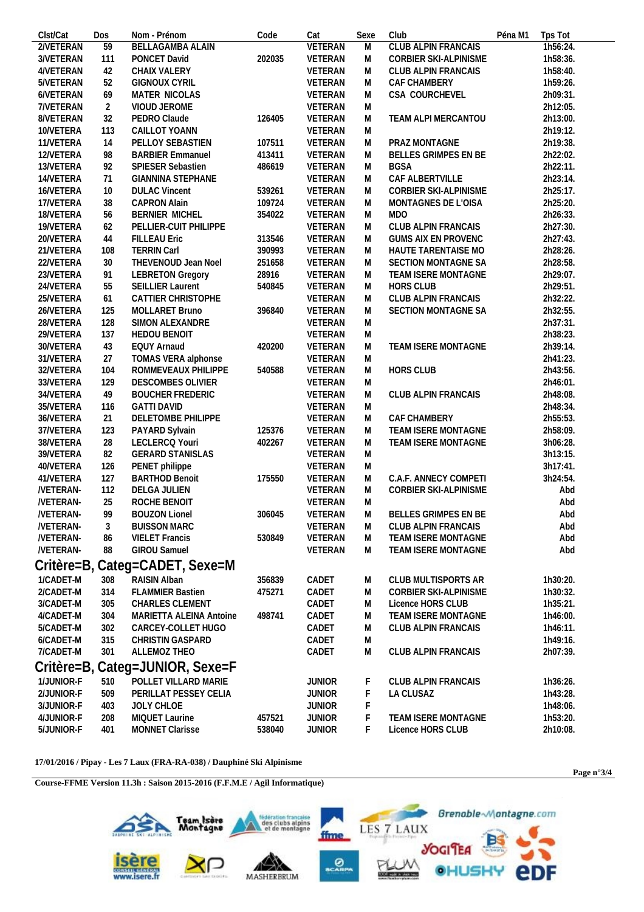| Clst/Cat | Dos | Nom - Prénom | Code | Cat | Sexe | Club | Péna M1 | Tps Tot |
|---|---|---|---|---|---|---|---|---|
| 2/VETERAN | 59 | BELLAGAMBA ALAIN | | VETERAN | M | CLUB ALPIN FRANCAIS | | 1h56:24. |
| 3/VETERAN | 111 | PONCET David | 202035 | VETERAN | M | CORBIER SKI-ALPINISME | | 1h58:36. |
| 4/VETERAN | 42 | CHAIX VALERY | | VETERAN | M | CLUB ALPIN FRANCAIS | | 1h58:40. |
| 5/VETERAN | 52 | GIGNOUX CYRIL | | VETERAN | M | CAF CHAMBERY | | 1h59:26. |
| 6/VETERAN | 69 | MATER NICOLAS | | VETERAN | M | CSA COURCHEVEL | | 2h09:31. |
| 7/VETERAN | 2 | VIOUD JEROME | | VETERAN | M | | | 2h12:05. |
| 8/VETERAN | 32 | PEDRO Claude | 126405 | VETERAN | M | TEAM ALPI MERCANTOU | | 2h13:00. |
| 10/VETERA | 113 | CAILLOT YOANN | | VETERAN | M | | | 2h19:12. |
| 11/VETERA | 14 | PELLOY SEBASTIEN | 107511 | VETERAN | M | PRAZ MONTAGNE | | 2h19:38. |
| 12/VETERA | 98 | BARBIER Emmanuel | 413411 | VETERAN | M | BELLES GRIMPES EN BE | | 2h22:02. |
| 13/VETERA | 92 | SPIESER Sebastien | 486619 | VETERAN | M | BGSA | | 2h22:11. |
| 14/VETERA | 71 | GIANNINA STEPHANE | | VETERAN | M | CAF ALBERTVILLE | | 2h23:14. |
| 16/VETERA | 10 | DULAC Vincent | 539261 | VETERAN | M | CORBIER SKI-ALPINISME | | 2h25:17. |
| 17/VETERA | 38 | CAPRON Alain | 109724 | VETERAN | M | MONTAGNES DE L'OISA | | 2h25:20. |
| 18/VETERA | 56 | BERNIER MICHEL | 354022 | VETERAN | M | MDO | | 2h26:33. |
| 19/VETERA | 62 | PELLIER-CUIT PHILIPPE | | VETERAN | M | CLUB ALPIN FRANCAIS | | 2h27:30. |
| 20/VETERA | 44 | FILLEAU Eric | 313546 | VETERAN | M | GUMS AIX EN PROVENC | | 2h27:43. |
| 21/VETERA | 108 | TERRIN Carl | 390993 | VETERAN | M | HAUTE TARENTAISE MO | | 2h28:26. |
| 22/VETERA | 30 | THEVENOUD Jean Noel | 251658 | VETERAN | M | SECTION MONTAGNE SA | | 2h28:58. |
| 23/VETERA | 91 | LEBRETON Gregory | 28916 | VETERAN | M | TEAM ISERE MONTAGNE | | 2h29:07. |
| 24/VETERA | 55 | SEILLIER Laurent | 540845 | VETERAN | M | HORS CLUB | | 2h29:51. |
| 25/VETERA | 61 | CATTIER CHRISTOPHE | | VETERAN | M | CLUB ALPIN FRANCAIS | | 2h32:22. |
| 26/VETERA | 125 | MOLLARET Bruno | 396840 | VETERAN | M | SECTION MONTAGNE SA | | 2h32:55. |
| 28/VETERA | 128 | SIMON ALEXANDRE | | VETERAN | M | | | 2h37:31. |
| 29/VETERA | 137 | HEDOU BENOIT | | VETERAN | M | | | 2h38:23. |
| 30/VETERA | 43 | EQUY Arnaud | 420200 | VETERAN | M | TEAM ISERE MONTAGNE | | 2h39:14. |
| 31/VETERA | 27 | TOMAS VERA alphonse | | VETERAN | M | | | 2h41:23. |
| 32/VETERA | 104 | ROMMEVEAUX PHILIPPE | 540588 | VETERAN | M | HORS CLUB | | 2h43:56. |
| 33/VETERA | 129 | DESCOMBES OLIVIER | | VETERAN | M | | | 2h46:01. |
| 34/VETERA | 49 | BOUCHER FREDERIC | | VETERAN | M | CLUB ALPIN FRANCAIS | | 2h48:08. |
| 35/VETERA | 116 | GATTI DAVID | | VETERAN | M | | | 2h48:34. |
| 36/VETERA | 21 | DELETOMBE PHILIPPE | | VETERAN | M | CAF CHAMBERY | | 2h55:53. |
| 37/VETERA | 123 | PAYARD Sylvain | 125376 | VETERAN | M | TEAM ISERE MONTAGNE | | 2h58:09. |
| 38/VETERA | 28 | LECLERCQ Youri | 402267 | VETERAN | M | TEAM ISERE MONTAGNE | | 3h06:28. |
| 39/VETERA | 82 | GERARD STANISLAS | | VETERAN | M | | | 3h13:15. |
| 40/VETERA | 126 | PENET philippe | | VETERAN | M | | | 3h17:41. |
| 41/VETERA | 127 | BARTHOD Benoit | 175550 | VETERAN | M | C.A.F. ANNECY COMPETI | | 3h24:54. |
| /VETERAN- | 112 | DELGA JULIEN | | VETERAN | M | CORBIER SKI-ALPINISME | | Abd |
| /VETERAN- | 25 | ROCHE BENOIT | | VETERAN | M | | | Abd |
| /VETERAN- | 99 | BOUZON Lionel | 306045 | VETERAN | M | BELLES GRIMPES EN BE | | Abd |
| /VETERAN- | 3 | BUISSON MARC | | VETERAN | M | CLUB ALPIN FRANCAIS | | Abd |
| /VETERAN- | 86 | VIELET Francis | 530849 | VETERAN | M | TEAM ISERE MONTAGNE | | Abd |
| /VETERAN- | 88 | GIROU Samuel | | VETERAN | M | TEAM ISERE MONTAGNE | | Abd |

## Critère=B, Categ=CADET, Sexe=M

| Clst/Cat | Dos | Nom - Prénom | Code | Cat | Sexe | Club | Péna M1 | Tps Tot |
|---|---|---|---|---|---|---|---|---|
| 1/CADET-M | 308 | RAISIN Alban | 356839 | CADET | M | CLUB MULTISPORTS AR | | 1h30:20. |
| 2/CADET-M | 314 | FLAMMIER Bastien | 475271 | CADET | M | CORBIER SKI-ALPINISME | | 1h30:32. |
| 3/CADET-M | 305 | CHARLES CLEMENT | | CADET | M | Licence HORS CLUB | | 1h35:21. |
| 4/CADET-M | 304 | MARIETTA ALEINA Antoine | 498741 | CADET | M | TEAM ISERE MONTAGNE | | 1h46:00. |
| 5/CADET-M | 302 | CARCEY-COLLET HUGO | | CADET | M | CLUB ALPIN FRANCAIS | | 1h46:11. |
| 6/CADET-M | 315 | CHRISTIN GASPARD | | CADET | M | | | 1h49:16. |
| 7/CADET-M | 301 | ALLEMOZ THEO | | CADET | M | CLUB ALPIN FRANCAIS | | 2h07:39. |

## Critère=B, Categ=JUNIOR, Sexe=F

| Clst/Cat | Dos | Nom - Prénom | Code | Cat | Sexe | Club | Péna M1 | Tps Tot |
|---|---|---|---|---|---|---|---|---|
| 1/JUNIOR-F | 510 | POLLET VILLARD MARIE | | JUNIOR | F | CLUB ALPIN FRANCAIS | | 1h36:26. |
| 2/JUNIOR-F | 509 | PERILLAT PESSEY CELIA | | JUNIOR | F | LA CLUSAZ | | 1h43:28. |
| 3/JUNIOR-F | 403 | JOLY CHLOE | | JUNIOR | F | | | 1h48:06. |
| 4/JUNIOR-F | 208 | MIQUET Laurine | 457521 | JUNIOR | F | TEAM ISERE MONTAGNE | | 1h53:20. |
| 5/JUNIOR-F | 401 | MONNET Clarisse | 538040 | JUNIOR | F | Licence HORS CLUB | | 2h10:08. |

**17/01/2016 / Pipay - Les 7 Laux (FRA-RA-038) / Dauphiné Ski Alpinisme**

**Course-FFME Version 11.3h : Saison 2015-2016 (F.F.M.E / Agil Informatique)**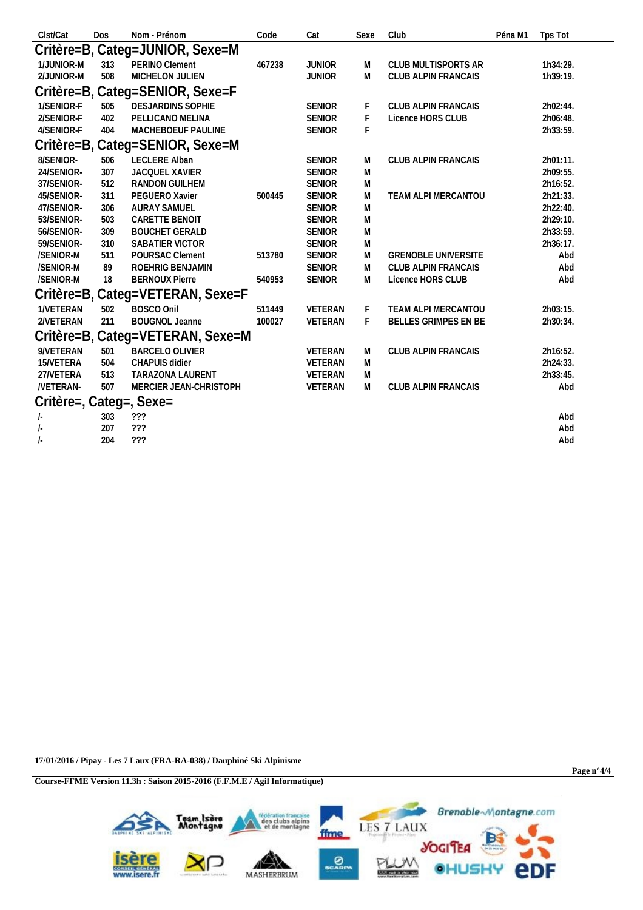| Clst/Cat | Dos | Nom - Prénom | Code | Cat | Sexe | Club | Péna M1 | Tps Tot |
|---|---|---|---|---|---|---|---|---|

## Critère=B, Categ=JUNIOR, Sexe=M

| Clst/Cat | Dos | Nom - Prénom | Code | Cat | Sexe | Club | Péna M1 | Tps Tot |
|---|---|---|---|---|---|---|---|---|
| 1/JUNIOR-M | 313 | PERINO Clement | 467238 | JUNIOR | M | CLUB MULTISPORTS AR | | 1h34:29. |
| 2/JUNIOR-M | 508 | MICHELON JULIEN | | JUNIOR | M | CLUB ALPIN FRANCAIS | | 1h39:19. |

## Critère=B, Categ=SENIOR, Sexe=F

| Clst/Cat | Dos | Nom - Prénom | Code | Cat | Sexe | Club | Péna M1 | Tps Tot |
|---|---|---|---|---|---|---|---|---|
| 1/SENIOR-F | 505 | DESJARDINS SOPHIE | | SENIOR | F | CLUB ALPIN FRANCAIS | | 2h02:44. |
| 2/SENIOR-F | 402 | PELLICANO MELINA | | SENIOR | F | Licence HORS CLUB | | 2h06:48. |
| 4/SENIOR-F | 404 | MACHEBOEUF PAULINE | | SENIOR | F | | | 2h33:59. |

## Critère=B, Categ=SENIOR, Sexe=M

| Clst/Cat | Dos | Nom - Prénom | Code | Cat | Sexe | Club | Péna M1 | Tps Tot |
|---|---|---|---|---|---|---|---|---|
| 8/SENIOR- | 506 | LECLERE Alban | | SENIOR | M | CLUB ALPIN FRANCAIS | | 2h01:11. |
| 24/SENIOR- | 307 | JACQUEL XAVIER | | SENIOR | M | | | 2h09:55. |
| 37/SENIOR- | 512 | RANDON GUILHEM | | SENIOR | M | | | 2h16:52. |
| 45/SENIOR- | 311 | PEGUERO Xavier | 500445 | SENIOR | M | TEAM ALPI MERCANTOU | | 2h21:33. |
| 47/SENIOR- | 306 | AURAY SAMUEL | | SENIOR | M | | | 2h22:40. |
| 53/SENIOR- | 503 | CARETTE BENOIT | | SENIOR | M | | | 2h29:10. |
| 56/SENIOR- | 309 | BOUCHET GERALD | | SENIOR | M | | | 2h33:59. |
| 59/SENIOR- | 310 | SABATIER VICTOR | | SENIOR | M | | | 2h36:17. |
| /SENIOR-M | 511 | POURSAC Clement | 513780 | SENIOR | M | GRENOBLE UNIVERSITE | | Abd |
| /SENIOR-M | 89 | ROEHRIG BENJAMIN | | SENIOR | M | CLUB ALPIN FRANCAIS | | Abd |
| /SENIOR-M | 18 | BERNOUX Pierre | 540953 | SENIOR | M | Licence HORS CLUB | | Abd |

## Critère=B, Categ=VETERAN, Sexe=F

| Clst/Cat | Dos | Nom - Prénom | Code | Cat | Sexe | Club | Péna M1 | Tps Tot |
|---|---|---|---|---|---|---|---|---|
| 1/VETERAN | 502 | BOSCO Onil | 511449 | VETERAN | F | TEAM ALPI MERCANTOU | | 2h03:15. |
| 2/VETERAN | 211 | BOUGNOL Jeanne | 100027 | VETERAN | F | BELLES GRIMPES EN BE | | 2h30:34. |

## Critère=B, Categ=VETERAN, Sexe=M

| Clst/Cat | Dos | Nom - Prénom | Code | Cat | Sexe | Club | Péna M1 | Tps Tot |
|---|---|---|---|---|---|---|---|---|
| 9/VETERAN | 501 | BARCELO OLIVIER | | VETERAN | M | CLUB ALPIN FRANCAIS | | 2h16:52. |
| 15/VETERA | 504 | CHAPUIS didier | | VETERAN | M | | | 2h24:33. |
| 27/VETERA | 513 | TARAZONA LAURENT | | VETERAN | M | | | 2h33:45. |
| /VETERAN- | 507 | MERCIER JEAN-CHRISTOPH | | VETERAN | M | CLUB ALPIN FRANCAIS | | Abd |

## Critère=, Categ=, Sexe=

| Clst/Cat | Dos | Nom - Prénom | Code | Cat | Sexe | Club | Péna M1 | Tps Tot |
|---|---|---|---|---|---|---|---|---|
| /- | 303 | ??? | | | | | | Abd |
| /- | 207 | ??? | | | | | | Abd |
| /- | 204 | ??? | | | | | | Abd |

**17/01/2016 / Pipay - Les 7 Laux (FRA-RA-038) / Dauphiné Ski Alpinisme**

**Course-FFME Version 11.3h : Saison 2015-2016 (F.F.M.E / Agil Informatique)**